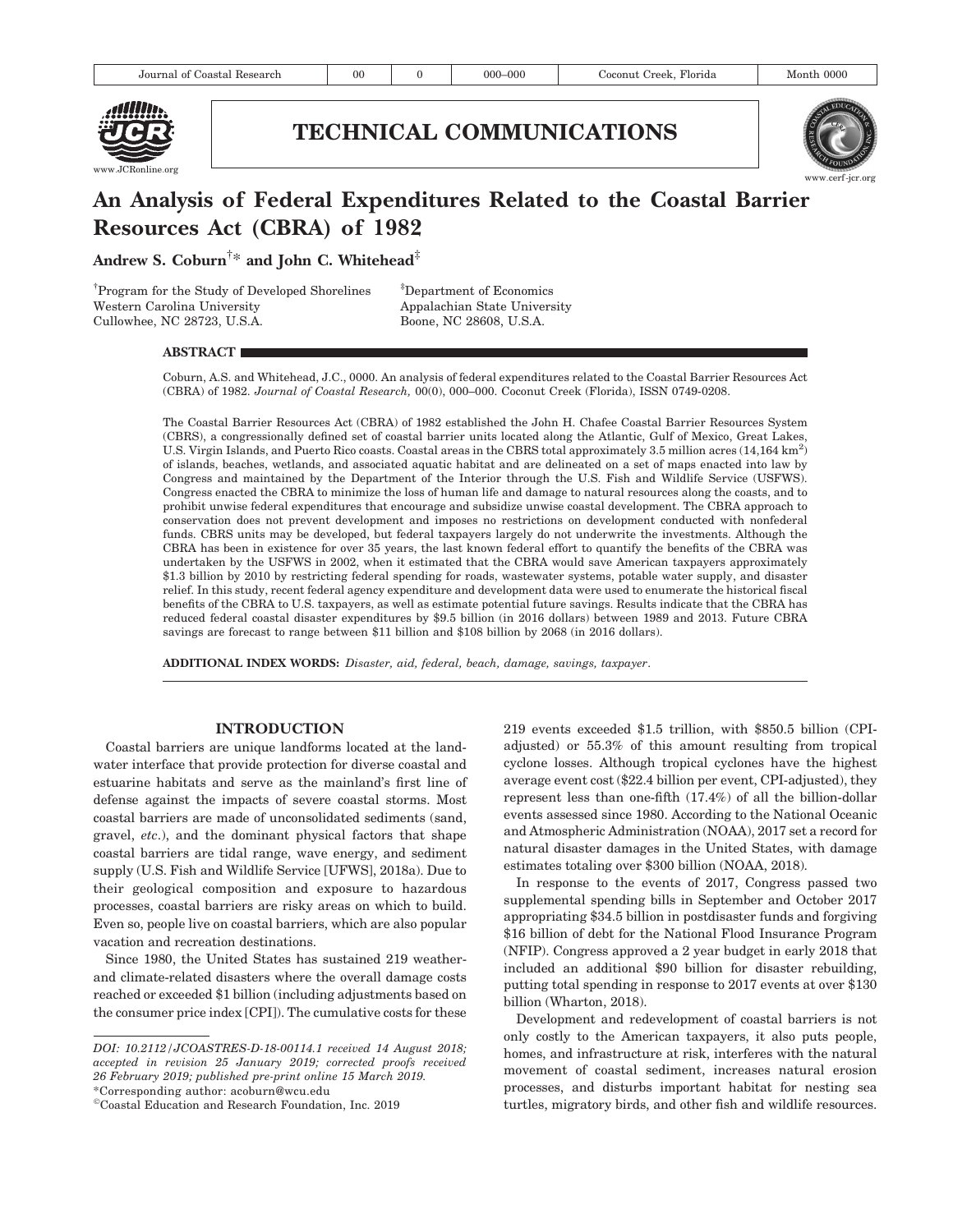TECHNICAL COMMUNICATIONS

# An Analysis of Federal Expenditures Related to the Coastal Barrier Resources Act (CBRA) of 1982

**Andrew S. Coburn**[†]* **and John C. Whitehead**[‡]

[†]Program for the Study of Developed Shorelines
Western Carolina University
Cullowhee, NC 28723, U.S.A.

[‡]Department of Economics
Appalachian State University
Boone, NC 28608, U.S.A.

## ABSTRACT

Coburn, A.S. and Whitehead, J.C., 0000. An analysis of federal expenditures related to the Coastal Barrier Resources Act (CBRA) of 1982. *Journal of Coastal Research,* 00(0), 000–000. Coconut Creek (Florida), ISSN 0749-0208.

The Coastal Barrier Resources Act (CBRA) of 1982 established the John H. Chafee Coastal Barrier Resources System (CBRS), a congressionally defined set of coastal barrier units located along the Atlantic, Gulf of Mexico, Great Lakes, U.S. Virgin Islands, and Puerto Rico coasts. Coastal areas in the CBRS total approximately 3.5 million acres (14,164 km$^2$) of islands, beaches, wetlands, and associated aquatic habitat and are delineated on a set of maps enacted into law by Congress and maintained by the Department of the Interior through the U.S. Fish and Wildlife Service (USFWS). Congress enacted the CBRA to minimize the loss of human life and damage to natural resources along the coasts, and to prohibit unwise federal expenditures that encourage and subsidize unwise coastal development. The CBRA approach to conservation does not prevent development and imposes no restrictions on development conducted with nonfederal funds. CBRS units may be developed, but federal taxpayers largely do not underwrite the investments. Although the CBRA has been in existence for over 35 years, the last known federal effort to quantify the benefits of the CBRA was undertaken by the USFWS in 2002, when it estimated that the CBRA would save American taxpayers approximately \$1.3 billion by 2010 by restricting federal spending for roads, wastewater systems, potable water supply, and disaster relief. In this study, recent federal agency expenditure and development data were used to enumerate the historical fiscal benefits of the CBRA to U.S. taxpayers, as well as estimate potential future savings. Results indicate that the CBRA has reduced federal coastal disaster expenditures by \$9.5 billion (in 2016 dollars) between 1989 and 2013. Future CBRA savings are forecast to range between \$11 billion and \$108 billion by 2068 (in 2016 dollars).

**ADDITIONAL INDEX WORDS:** *Disaster, aid, federal, beach, damage, savings, taxpayer*.

## INTRODUCTION

Coastal barriers are unique landforms located at the land-water interface that provide protection for diverse coastal and estuarine habitats and serve as the mainland's first line of defense against the impacts of severe coastal storms. Most coastal barriers are made of unconsolidated sediments (sand, gravel, *etc*.), and the dominant physical factors that shape coastal barriers are tidal range, wave energy, and sediment supply (U.S. Fish and Wildlife Service [UFWS], 2018a). Due to their geological composition and exposure to hazardous processes, coastal barriers are risky areas on which to build. Even so, people live on coastal barriers, which are also popular vacation and recreation destinations.

Since 1980, the United States has sustained 219 weather- and climate-related disasters where the overall damage costs reached or exceeded \$1 billion (including adjustments based on the consumer price index [CPI]). The cumulative costs for these 219 events exceeded \$1.5 trillion, with \$850.5 billion (CPI-adjusted) or 55.3% of this amount resulting from tropical cyclone losses. Although tropical cyclones have the highest average event cost (\$22.4 billion per event, CPI-adjusted), they represent less than one-fifth (17.4%) of all the billion-dollar events assessed since 1980. According to the National Oceanic and Atmospheric Administration (NOAA), 2017 set a record for natural disaster damages in the United States, with damage estimates totaling over \$300 billion (NOAA, 2018).

In response to the events of 2017, Congress passed two supplemental spending bills in September and October 2017 appropriating \$34.5 billion in postdisaster funds and forgiving \$16 billion of debt for the National Flood Insurance Program (NFIP). Congress approved a 2 year budget in early 2018 that included an additional \$90 billion for disaster rebuilding, putting total spending in response to 2017 events at over \$130 billion (Wharton, 2018).

Development and redevelopment of coastal barriers is not only costly to the American taxpayers, it also puts people, homes, and infrastructure at risk, interferes with the natural movement of coastal sediment, increases natural erosion processes, and disturbs important habitat for nesting sea turtles, migratory birds, and other fish and wildlife resources.

---

*DOI: 10.2112/JCOASTRES-D-18-00114.1 received 14 August 2018; accepted in revision 25 January 2019; corrected proofs received 26 February 2019; published pre-print online 15 March 2019.*
*Corresponding author: acoburn@wcu.edu
©Coastal Education and Research Foundation, Inc. 2019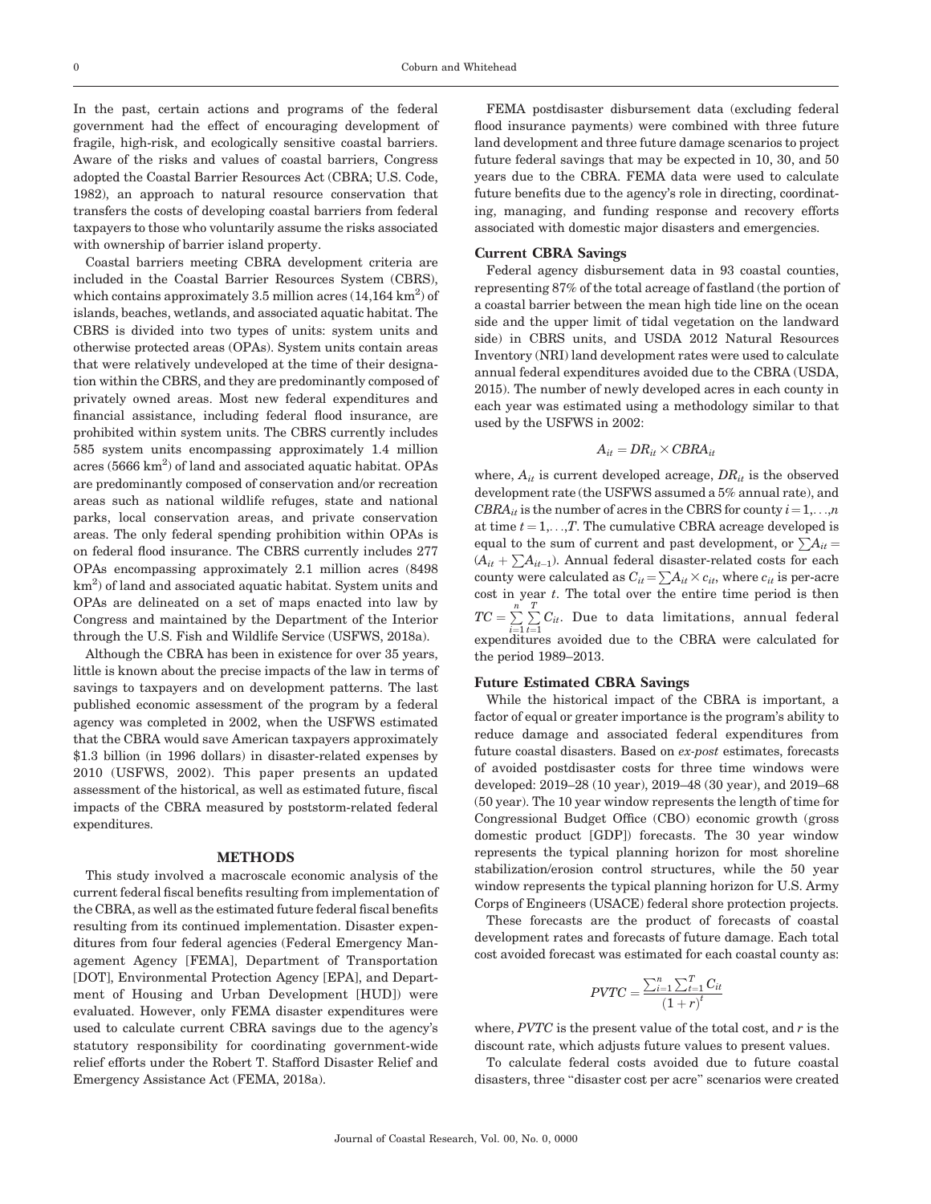In the past, certain actions and programs of the federal government had the effect of encouraging development of fragile, high-risk, and ecologically sensitive coastal barriers. Aware of the risks and values of coastal barriers, Congress adopted the Coastal Barrier Resources Act (CBRA; U.S. Code, 1982), an approach to natural resource conservation that transfers the costs of developing coastal barriers from federal taxpayers to those who voluntarily assume the risks associated with ownership of barrier island property.

Coastal barriers meeting CBRA development criteria are included in the Coastal Barrier Resources System (CBRS), which contains approximately 3.5 million acres (14,164 $km^2$) of islands, beaches, wetlands, and associated aquatic habitat. The CBRS is divided into two types of units: system units and otherwise protected areas (OPAs). System units contain areas that were relatively undeveloped at the time of their designation within the CBRS, and they are predominantly composed of privately owned areas. Most new federal expenditures and financial assistance, including federal flood insurance, are prohibited within system units. The CBRS currently includes 585 system units encompassing approximately 1.4 million acres (5666 $km^2$) of land and associated aquatic habitat. OPAs are predominantly composed of conservation and/or recreation areas such as national wildlife refuges, state and national parks, local conservation areas, and private conservation areas. The only federal spending prohibition within OPAs is on federal flood insurance. The CBRS currently includes 277 OPAs encompassing approximately 2.1 million acres (8498 $km^2$) of land and associated aquatic habitat. System units and OPAs are delineated on a set of maps enacted into law by Congress and maintained by the Department of the Interior through the U.S. Fish and Wildlife Service (USFWS, 2018a).

Although the CBRA has been in existence for over 35 years, little is known about the precise impacts of the law in terms of savings to taxpayers and on development patterns. The last published economic assessment of the program by a federal agency was completed in 2002, when the USFWS estimated that the CBRA would save American taxpayers approximately \$1.3 billion (in 1996 dollars) in disaster-related expenses by 2010 (USFWS, 2002). This paper presents an updated assessment of the historical, as well as estimated future, fiscal impacts of the CBRA measured by poststorm-related federal expenditures.

## METHODS

This study involved a macroscale economic analysis of the current federal fiscal benefits resulting from implementation of the CBRA, as well as the estimated future federal fiscal benefits resulting from its continued implementation. Disaster expenditures from four federal agencies (Federal Emergency Management Agency [FEMA], Department of Transportation [DOT], Environmental Protection Agency [EPA], and Department of Housing and Urban Development [HUD]) were evaluated. However, only FEMA disaster expenditures were used to calculate current CBRA savings due to the agency's statutory responsibility for coordinating government-wide relief efforts under the Robert T. Stafford Disaster Relief and Emergency Assistance Act (FEMA, 2018a).

FEMA postdisaster disbursement data (excluding federal flood insurance payments) were combined with three future land development and three future damage scenarios to project future federal savings that may be expected in 10, 30, and 50 years due to the CBRA. FEMA data were used to calculate future benefits due to the agency's role in directing, coordinating, managing, and funding response and recovery efforts associated with domestic major disasters and emergencies.

### Current CBRA Savings

Federal agency disbursement data in 93 coastal counties, representing 87% of the total acreage of fastland (the portion of a coastal barrier between the mean high tide line on the ocean side and the upper limit of tidal vegetation on the landward side) in CBRS units, and USDA 2012 Natural Resources Inventory (NRI) land development rates were used to calculate annual federal expenditures avoided due to the CBRA (USDA, 2015). The number of newly developed acres in each county in each year was estimated using a methodology similar to that used by the USFWS in 2002:

$$A_{it} = DR_{it} \times CBRA_{it}$$

where, $A_{it}$ is current developed acreage, $DR_{it}$ is the observed development rate (the USFWS assumed a 5% annual rate), and $CBRA_{it}$ is the number of acres in the CBRS for county $i = 1,\ldots,n$ at time $t = 1,\ldots,T$. The cumulative CBRA acreage developed is equal to the sum of current and past development, or $\sum A_{it} = (A_{it} + \sum A_{it-1})$. Annual federal disaster-related costs for each county were calculated as $C_{it} = \sum A_{it} \times c_{it}$, where $c_{it}$ is per-acre cost in year $t$. The total over the entire time period is then $TC = \sum_{i=1}^{n} \sum_{t=1}^{T} C_{it}$. Due to data limitations, annual federal expenditures avoided due to the CBRA were calculated for the period 1989–2013.

### Future Estimated CBRA Savings

While the historical impact of the CBRA is important, a factor of equal or greater importance is the program's ability to reduce damage and associated federal expenditures from future coastal disasters. Based on *ex-post* estimates, forecasts of avoided postdisaster costs for three time windows were developed: 2019–28 (10 year), 2019–48 (30 year), and 2019–68 (50 year). The 10 year window represents the length of time for Congressional Budget Office (CBO) economic growth (gross domestic product [GDP]) forecasts. The 30 year window represents the typical planning horizon for most shoreline stabilization/erosion control structures, while the 50 year window represents the typical planning horizon for U.S. Army Corps of Engineers (USACE) federal shore protection projects.

These forecasts are the product of forecasts of coastal development rates and forecasts of future damage. Each total cost avoided forecast was estimated for each coastal county as:

$$PVTC = \frac{\sum_{i=1}^{n} \sum_{t=1}^{T} C_{it}}{(1+r)^{t}}$$

where, $PVTC$ is the present value of the total cost, and $r$ is the discount rate, which adjusts future values to present values.

To calculate federal costs avoided due to future coastal disasters, three "disaster cost per acre" scenarios were created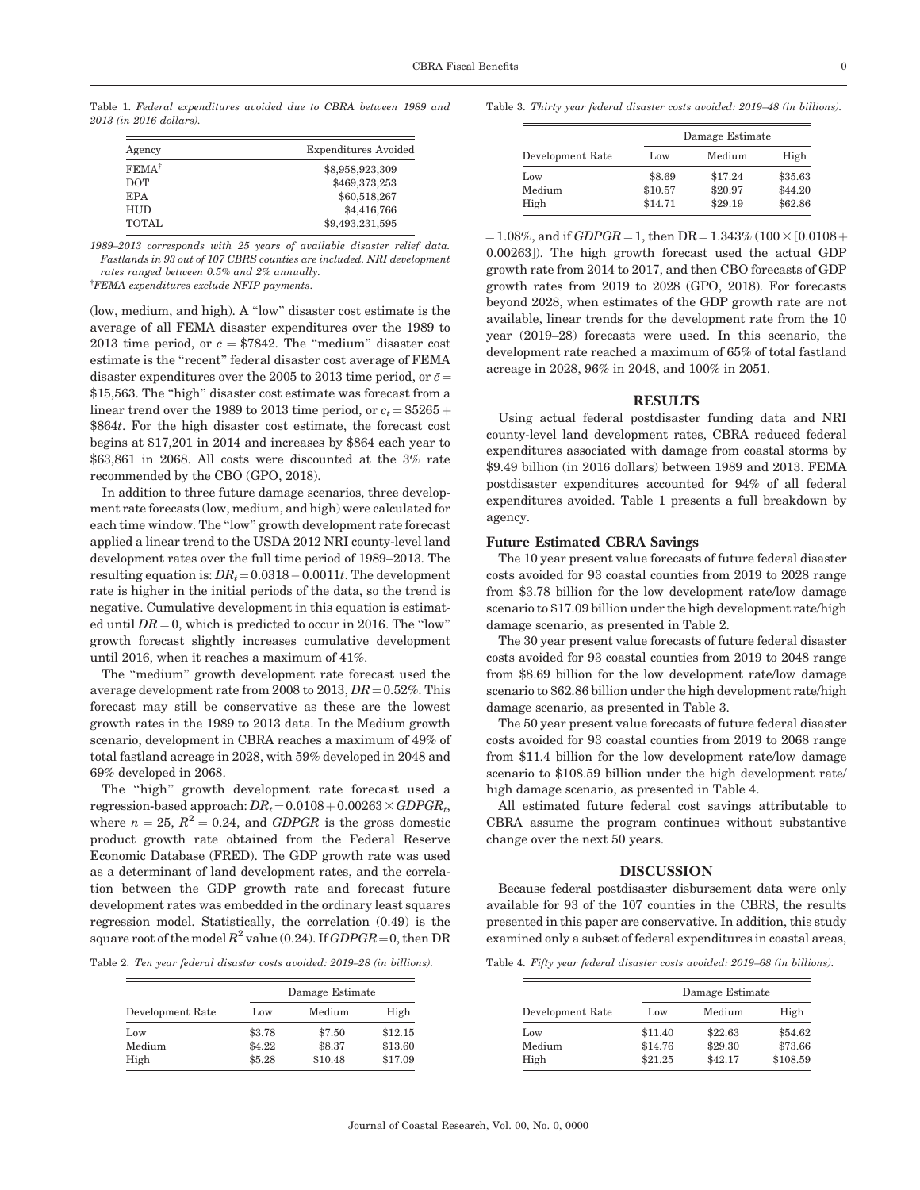Table 1. *Federal expenditures avoided due to CBRA between 1989 and 2013 (in 2016 dollars).*

| Agency | Expenditures Avoided |
|---|---|
| FEMA[†] | $8,958,923,309 |
| DOT | $469,373,253 |
| EPA | $60,518,267 |
| HUD | $4,416,766 |
| TOTAL | $9,493,231,595 |

*1989–2013 corresponds with 25 years of available disaster relief data. Fastlands in 93 out of 107 CBRS counties are included. NRI development rates ranged between 0.5% and 2% annually.*

[†]*FEMA expenditures exclude NFIP payments.*

(low, medium, and high). A "low" disaster cost estimate is the average of all FEMA disaster expenditures over the 1989 to 2013 time period, or $\bar{c} = \$7842$. The "medium" disaster cost estimate is the "recent" federal disaster cost average of FEMA disaster expenditures over the 2005 to 2013 time period, or $\bar{c} = \$15{,}563$. The "high" disaster cost estimate was forecast from a linear trend over the 1989 to 2013 time period, or $c_t = \$5265 + \$864t$. For the high disaster cost estimate, the forecast cost begins at $17,201 in 2014 and increases by $864 each year to $63,861 in 2068. All costs were discounted at the 3% rate recommended by the CBO (GPO, 2018).

In addition to three future damage scenarios, three development rate forecasts (low, medium, and high) were calculated for each time window. The "low" growth development rate forecast applied a linear trend to the USDA 2012 NRI county-level land development rates over the full time period of 1989–2013. The resulting equation is: $DR_t = 0.0318 - 0.0011t$. The development rate is higher in the initial periods of the data, so the trend is negative. Cumulative development in this equation is estimated until $DR = 0$, which is predicted to occur in 2016. The "low" growth forecast slightly increases cumulative development until 2016, when it reaches a maximum of 41%.

The "medium" growth development rate forecast used the average development rate from 2008 to 2013, $DR = 0.52\%$. This forecast may still be conservative as these are the lowest growth rates in the 1989 to 2013 data. In the Medium growth scenario, development in CBRA reaches a maximum of 49% of total fastland acreage in 2028, with 59% developed in 2048 and 69% developed in 2068.

The "high" growth development rate forecast used a regression-based approach: $DR_t = 0.0108 + 0.00263 \times GDPGR_t$, where $n = 25$, $R^2 = 0.24$, and $GDPGR$ is the gross domestic product growth rate obtained from the Federal Reserve Economic Database (FRED). The GDP growth rate was used as a determinant of land development rates, and the correlation between the GDP growth rate and forecast future development rates was embedded in the ordinary least squares regression model. Statistically, the correlation (0.49) is the square root of the model $R^2$ value (0.24). If $GDPGR = 0$, then DR $= 1.08\%$, and if $GDPGR = 1$, then DR $= 1.343\%$ ($100 \times [0.0108 + 0.00263]$). The high growth forecast used the actual GDP growth rate from 2014 to 2017, and then CBO forecasts of GDP growth rates from 2019 to 2028 (GPO, 2018). For forecasts beyond 2028, when estimates of the GDP growth rate are not available, linear trends for the development rate from the 10 year (2019–28) forecasts were used. In this scenario, the development rate reached a maximum of 65% of total fastland acreage in 2028, 96% in 2048, and 100% in 2051.

Table 2. *Ten year federal disaster costs avoided: 2019–28 (in billions).*

| | Damage Estimate | | |
|---|---|---|---|
| Development Rate | Low | Medium | High |
| Low | $3.78 | $7.50 | $12.15 |
| Medium | $4.22 | $8.37 | $13.60 |
| High | $5.28 | $10.48 | $17.09 |

Table 3. *Thirty year federal disaster costs avoided: 2019–48 (in billions).*

| | Damage Estimate | | |
|---|---|---|---|
| Development Rate | Low | Medium | High |
| Low | $8.69 | $17.24 | $35.63 |
| Medium | $10.57 | $20.97 | $44.20 |
| High | $14.71 | $29.19 | $62.86 |

## RESULTS

Using actual federal postdisaster funding data and NRI county-level land development rates, CBRA reduced federal expenditures associated with damage from coastal storms by $9.49 billion (in 2016 dollars) between 1989 and 2013. FEMA postdisaster expenditures accounted for 94% of all federal expenditures avoided. Table 1 presents a full breakdown by agency.

### Future Estimated CBRA Savings

The 10 year present value forecasts of future federal disaster costs avoided for 93 coastal counties from 2019 to 2028 range from $3.78 billion for the low development rate/low damage scenario to $17.09 billion under the high development rate/high damage scenario, as presented in Table 2.

The 30 year present value forecasts of future federal disaster costs avoided for 93 coastal counties from 2019 to 2048 range from $8.69 billion for the low development rate/low damage scenario to $62.86 billion under the high development rate/high damage scenario, as presented in Table 3.

The 50 year present value forecasts of future federal disaster costs avoided for 93 coastal counties from 2019 to 2068 range from $11.4 billion for the low development rate/low damage scenario to $108.59 billion under the high development rate/high damage scenario, as presented in Table 4.

All estimated future federal cost savings attributable to CBRA assume the program continues without substantive change over the next 50 years.

## DISCUSSION

Because federal postdisaster disbursement data were only available for 93 of the 107 counties in the CBRS, the results presented in this paper are conservative. In addition, this study examined only a subset of federal expenditures in coastal areas,

Table 4. *Fifty year federal disaster costs avoided: 2019–68 (in billions).*

| | Damage Estimate | | |
|---|---|---|---|
| Development Rate | Low | Medium | High |
| Low | $11.40 | $22.63 | $54.62 |
| Medium | $14.76 | $29.30 | $73.66 |
| High | $21.25 | $42.17 | $108.59 |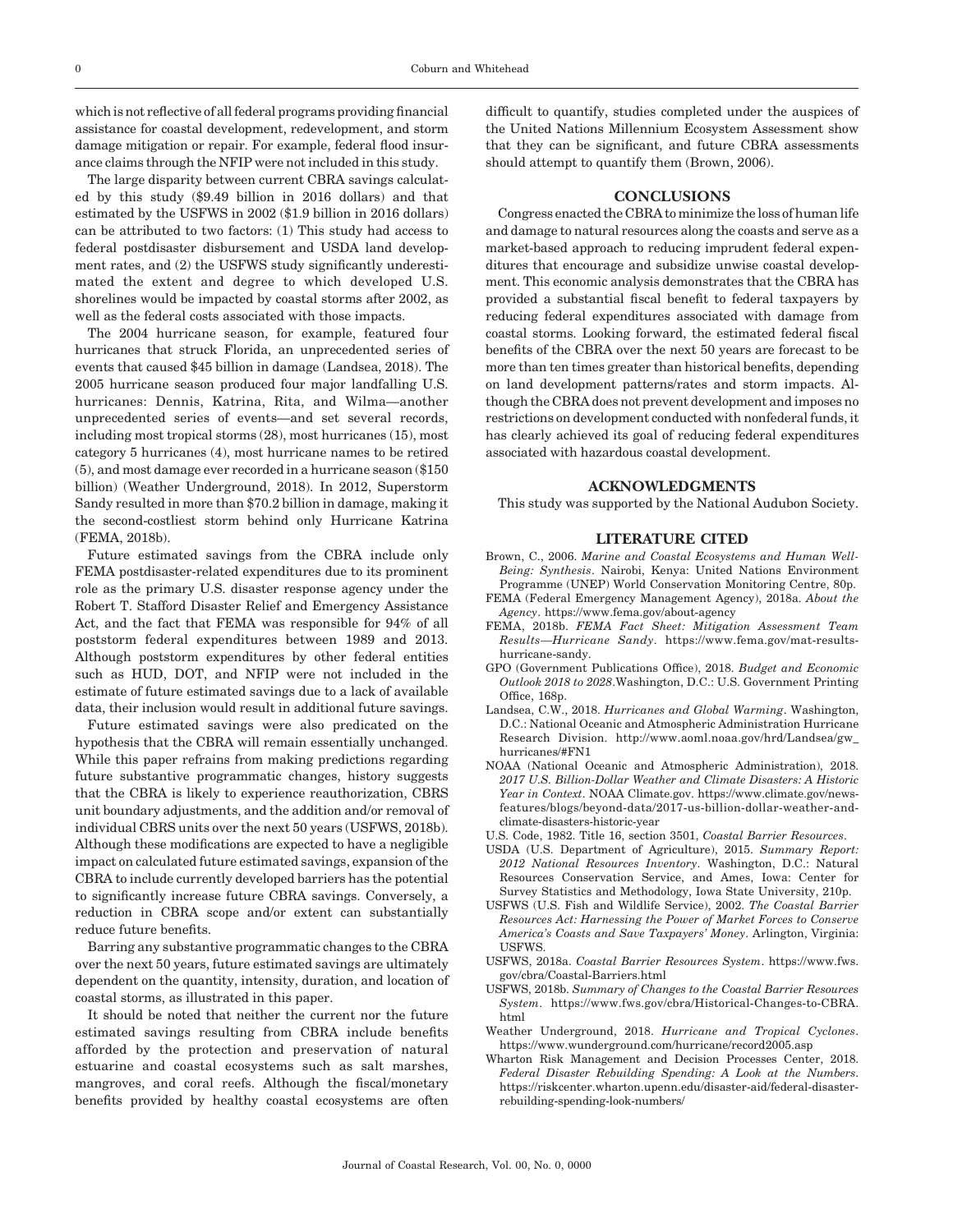which is not reflective of all federal programs providing financial assistance for coastal development, redevelopment, and storm damage mitigation or repair. For example, federal flood insurance claims through the NFIP were not included in this study.

The large disparity between current CBRA savings calculated by this study ($9.49 billion in 2016 dollars) and that estimated by the USFWS in 2002 ($1.9 billion in 2016 dollars) can be attributed to two factors: (1) This study had access to federal postdisaster disbursement and USDA land development rates, and (2) the USFWS study significantly underestimated the extent and degree to which developed U.S. shorelines would be impacted by coastal storms after 2002, as well as the federal costs associated with those impacts.

The 2004 hurricane season, for example, featured four hurricanes that struck Florida, an unprecedented series of events that caused $45 billion in damage (Landsea, 2018). The 2005 hurricane season produced four major landfalling U.S. hurricanes: Dennis, Katrina, Rita, and Wilma—another unprecedented series of events—and set several records, including most tropical storms (28), most hurricanes (15), most category 5 hurricanes (4), most hurricane names to be retired (5), and most damage ever recorded in a hurricane season ($150 billion) (Weather Underground, 2018). In 2012, Superstorm Sandy resulted in more than $70.2 billion in damage, making it the second-costliest storm behind only Hurricane Katrina (FEMA, 2018b).

Future estimated savings from the CBRA include only FEMA postdisaster-related expenditures due to its prominent role as the primary U.S. disaster response agency under the Robert T. Stafford Disaster Relief and Emergency Assistance Act, and the fact that FEMA was responsible for 94% of all poststorm federal expenditures between 1989 and 2013. Although poststorm expenditures by other federal entities such as HUD, DOT, and NFIP were not included in the estimate of future estimated savings due to a lack of available data, their inclusion would result in additional future savings.

Future estimated savings were also predicated on the hypothesis that the CBRA will remain essentially unchanged. While this paper refrains from making predictions regarding future substantive programmatic changes, history suggests that the CBRA is likely to experience reauthorization, CBRS unit boundary adjustments, and the addition and/or removal of individual CBRS units over the next 50 years (USFWS, 2018b). Although these modifications are expected to have a negligible impact on calculated future estimated savings, expansion of the CBRA to include currently developed barriers has the potential to significantly increase future CBRA savings. Conversely, a reduction in CBRA scope and/or extent can substantially reduce future benefits.

Barring any substantive programmatic changes to the CBRA over the next 50 years, future estimated savings are ultimately dependent on the quantity, intensity, duration, and location of coastal storms, as illustrated in this paper.

It should be noted that neither the current nor the future estimated savings resulting from CBRA include benefits afforded by the protection and preservation of natural estuarine and coastal ecosystems such as salt marshes, mangroves, and coral reefs. Although the fiscal/monetary benefits provided by healthy coastal ecosystems are often difficult to quantify, studies completed under the auspices of the United Nations Millennium Ecosystem Assessment show that they can be significant, and future CBRA assessments should attempt to quantify them (Brown, 2006).

## CONCLUSIONS

Congress enacted the CBRA to minimize the loss of human life and damage to natural resources along the coasts and serve as a market-based approach to reducing imprudent federal expenditures that encourage and subsidize unwise coastal development. This economic analysis demonstrates that the CBRA has provided a substantial fiscal benefit to federal taxpayers by reducing federal expenditures associated with damage from coastal storms. Looking forward, the estimated federal fiscal benefits of the CBRA over the next 50 years are forecast to be more than ten times greater than historical benefits, depending on land development patterns/rates and storm impacts. Although the CBRA does not prevent development and imposes no restrictions on development conducted with nonfederal funds, it has clearly achieved its goal of reducing federal expenditures associated with hazardous coastal development.

## ACKNOWLEDGMENTS

This study was supported by the National Audubon Society.

## LITERATURE CITED

Brown, C., 2006. *Marine and Coastal Ecosystems and Human Well-Being: Synthesis*. Nairobi, Kenya: United Nations Environment Programme (UNEP) World Conservation Monitoring Centre, 80p.

FEMA (Federal Emergency Management Agency), 2018a. *About the Agency*. https://www.fema.gov/about-agency

FEMA, 2018b. *FEMA Fact Sheet: Mitigation Assessment Team Results—Hurricane Sandy*. https://www.fema.gov/mat-results-hurricane-sandy.

GPO (Government Publications Office), 2018. *Budget and Economic Outlook 2018 to 2028*.Washington, D.C.: U.S. Government Printing Office, 168p.

Landsea, C.W., 2018. *Hurricanes and Global Warming*. Washington, D.C.: National Oceanic and Atmospheric Administration Hurricane Research Division. http://www.aoml.noaa.gov/hrd/Landsea/gw_hurricanes/#FN1

NOAA (National Oceanic and Atmospheric Administration), 2018. *2017 U.S. Billion-Dollar Weather and Climate Disasters: A Historic Year in Context*. NOAA Climate.gov. https://www.climate.gov/news-features/blogs/beyond-data/2017-us-billion-dollar-weather-and-climate-disasters-historic-year

U.S. Code, 1982. Title 16, section 3501, *Coastal Barrier Resources*.

USDA (U.S. Department of Agriculture), 2015. *Summary Report: 2012 National Resources Inventory*. Washington, D.C.: Natural Resources Conservation Service, and Ames, Iowa: Center for Survey Statistics and Methodology, Iowa State University, 210p.

USFWS (U.S. Fish and Wildlife Service), 2002. *The Coastal Barrier Resources Act: Harnessing the Power of Market Forces to Conserve America's Coasts and Save Taxpayers' Money*. Arlington, Virginia: USFWS.

USFWS, 2018a. *Coastal Barrier Resources System*. https://www.fws.gov/cbra/Coastal-Barriers.html

USFWS, 2018b. *Summary of Changes to the Coastal Barrier Resources System*. https://www.fws.gov/cbra/Historical-Changes-to-CBRA.html

Weather Underground, 2018. *Hurricane and Tropical Cyclones*. https://www.wunderground.com/hurricane/record2005.asp

Wharton Risk Management and Decision Processes Center, 2018. *Federal Disaster Rebuilding Spending: A Look at the Numbers*. https://riskcenter.wharton.upenn.edu/disaster-aid/federal-disaster-rebuilding-spending-look-numbers/